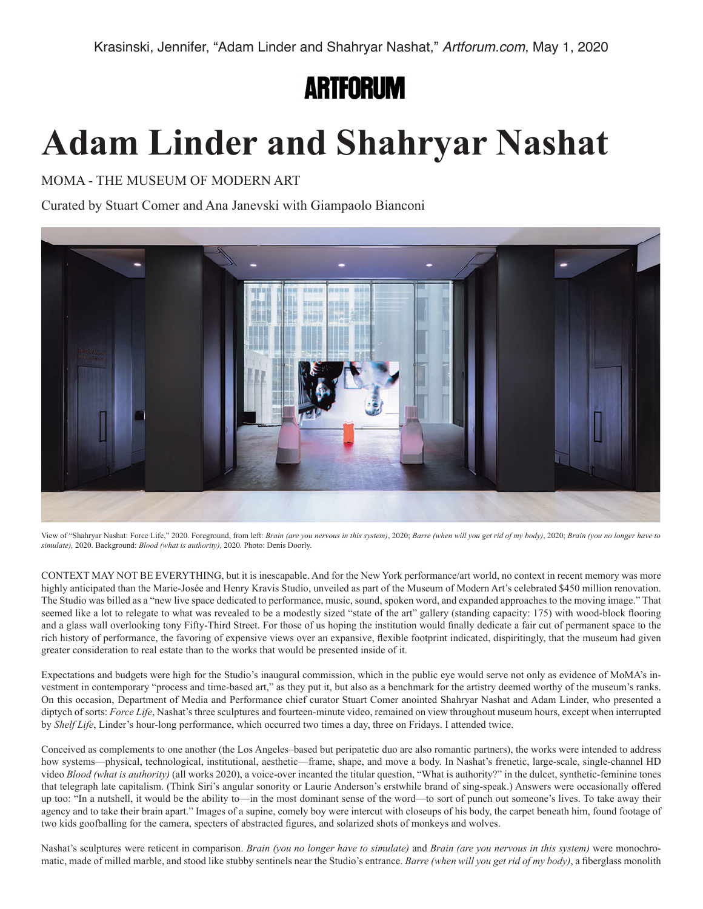Krasinski, Jennifer, "Adam Linder and Shahryar Nashat," *Artforum.com*, May 1, 2020

ARTFORUM

# Adam Linder and Shahryar Nashat

MOMA - THE MUSEUM OF MODERN ART

Curated by Stuart Comer and Ana Janevski with Giampaolo Bianconi

View of "Shahryar Nashat: Force Life," 2020. Foreground, from left: *Brain (are you nervous in this system)*, 2020; *Barre (when will you get rid of my body)*, 2020; *Brain (you no longer have to simulate),* 2020. Background: *Blood (what is authority),* 2020. Photo: Denis Doorly.

CONTEXT MAY NOT BE EVERYTHING, but it is inescapable. And for the New York performance/art world, no context in recent memory was more highly anticipated than the Marie-Josée and Henry Kravis Studio, unveiled as part of the Museum of Modern Art's celebrated $450 million renovation. The Studio was billed as a "new live space dedicated to performance, music, sound, spoken word, and expanded approaches to the moving image." That seemed like a lot to relegate to what was revealed to be a modestly sized "state of the art" gallery (standing capacity: 175) with wood-block flooring and a glass wall overlooking tony Fifty-Third Street. For those of us hoping the institution would finally dedicate a fair cut of permanent space to the rich history of performance, the favoring of expensive views over an expansive, flexible footprint indicated, dispiritingly, that the museum had given greater consideration to real estate than to the works that would be presented inside of it.

Expectations and budgets were high for the Studio's inaugural commission, which in the public eye would serve not only as evidence of MoMA's investment in contemporary "process and time-based art," as they put it, but also as a benchmark for the artistry deemed worthy of the museum's ranks. On this occasion, Department of Media and Performance chief curator Stuart Comer anointed Shahryar Nashat and Adam Linder, who presented a diptych of sorts: *Force Life*, Nashat's three sculptures and fourteen-minute video, remained on view throughout museum hours, except when interrupted by *Shelf Life*, Linder's hour-long performance, which occurred two times a day, three on Fridays. I attended twice.

Conceived as complements to one another (the Los Angeles–based but peripatetic duo are also romantic partners), the works were intended to address how systems—physical, technological, institutional, aesthetic—frame, shape, and move a body. In Nashat's frenetic, large-scale, single-channel HD video *Blood (what is authority)* (all works 2020), a voice-over incanted the titular question, "What is authority?" in the dulcet, synthetic-feminine tones that telegraph late capitalism. (Think Siri's angular sonority or Laurie Anderson's erstwhile brand of sing-speak.) Answers were occasionally offered up too: "In a nutshell, it would be the ability to—in the most dominant sense of the word—to sort of punch out someone's lives. To take away their agency and to take their brain apart." Images of a supine, comely boy were intercut with closeups of his body, the carpet beneath him, found footage of two kids goofballing for the camera, specters of abstracted figures, and solarized shots of monkeys and wolves.

Nashat's sculptures were reticent in comparison. *Brain (you no longer have to simulate)* and *Brain (are you nervous in this system)* were monochromatic, made of milled marble, and stood like stubby sentinels near the Studio's entrance. *Barre (when will you get rid of my body)*, a fiberglass monolith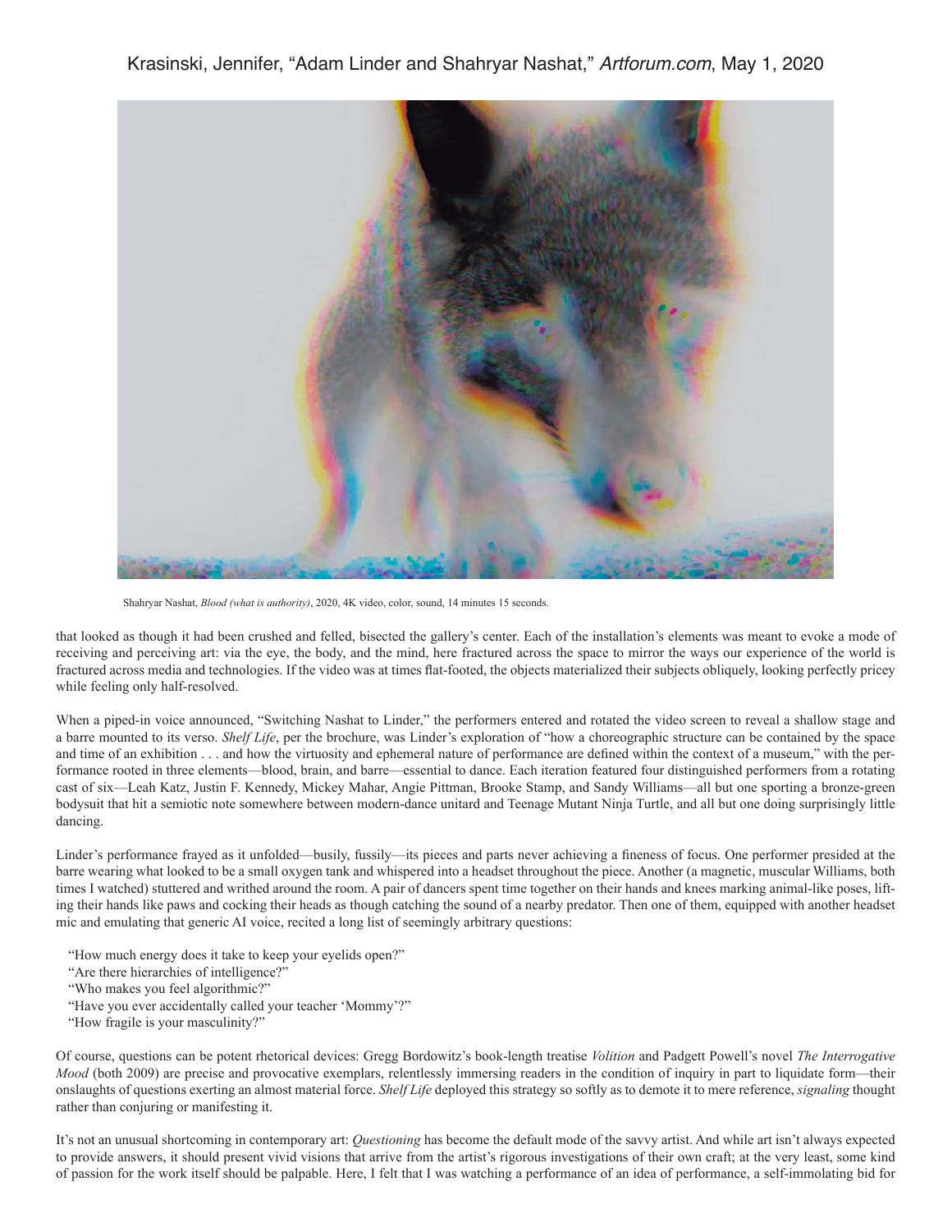Shahryar Nashat, *Blood (what is authority)*, 2020, 4K video, color, sound, 14 minutes 15 seconds.

that looked as though it had been crushed and felled, bisected the gallery's center. Each of the installation's elements was meant to evoke a mode of receiving and perceiving art: via the eye, the body, and the mind, here fractured across the space to mirror the ways our experience of the world is fractured across media and technologies. If the video was at times flat-footed, the objects materialized their subjects obliquely, looking perfectly pricey while feeling only half-resolved.

When a piped-in voice announced, "Switching Nashat to Linder," the performers entered and rotated the video screen to reveal a shallow stage and a barre mounted to its verso. *Shelf Life*, per the brochure, was Linder's exploration of "how a choreographic structure can be contained by the space and time of an exhibition . . . and how the virtuosity and ephemeral nature of performance are defined within the context of a museum," with the performance rooted in three elements—blood, brain, and barre—essential to dance. Each iteration featured four distinguished performers from a rotating cast of six—Leah Katz, Justin F. Kennedy, Mickey Mahar, Angie Pittman, Brooke Stamp, and Sandy Williams—all but one sporting a bronze-green bodysuit that hit a semiotic note somewhere between modern-dance unitard and Teenage Mutant Ninja Turtle, and all but one doing surprisingly little dancing.

Linder's performance frayed as it unfolded—busily, fussily—its pieces and parts never achieving a fineness of focus. One performer presided at the barre wearing what looked to be a small oxygen tank and whispered into a headset throughout the piece. Another (a magnetic, muscular Williams, both times I watched) stuttered and writhed around the room. A pair of dancers spent time together on their hands and knees marking animal-like poses, lifting their hands like paws and cocking their heads as though catching the sound of a nearby predator. Then one of them, equipped with another headset mic and emulating that generic AI voice, recited a long list of seemingly arbitrary questions:

"How much energy does it take to keep your eyelids open?"
"Are there hierarchies of intelligence?"
"Who makes you feel algorithmic?"
"Have you ever accidentally called your teacher 'Mommy'?"
"How fragile is your masculinity?"

Of course, questions can be potent rhetorical devices: Gregg Bordowitz's book-length treatise *Volition* and Padgett Powell's novel *The Interrogative Mood* (both 2009) are precise and provocative exemplars, relentlessly immersing readers in the condition of inquiry in part to liquidate form—their onslaughts of questions exerting an almost material force. *Shelf Life* deployed this strategy so softly as to demote it to mere reference, *signaling* thought rather than conjuring or manifesting it.

It's not an unusual shortcoming in contemporary art: *Questioning* has become the default mode of the savvy artist. And while art isn't always expected to provide answers, it should present vivid visions that arrive from the artist's rigorous investigations of their own craft; at the very least, some kind of passion for the work itself should be palpable. Here, I felt that I was watching a performance of an idea of performance, a self-immolating bid for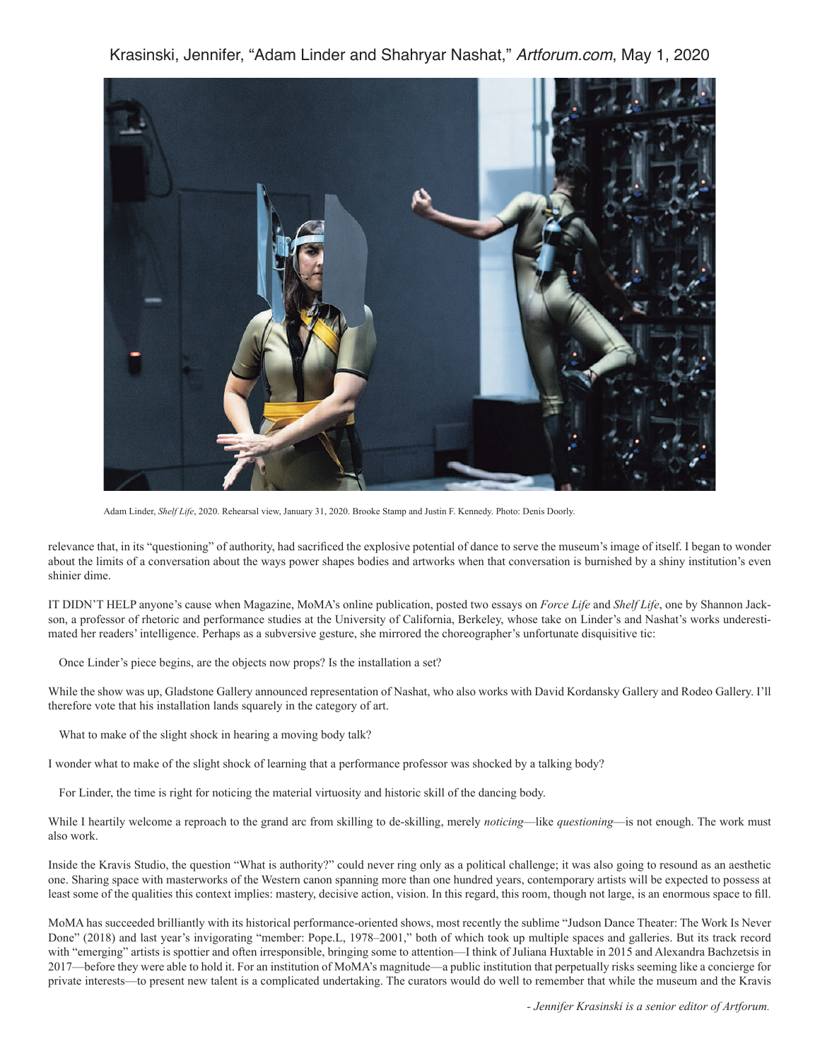Adam Linder, *Shelf Life*, 2020. Rehearsal view, January 31, 2020. Brooke Stamp and Justin F. Kennedy. Photo: Denis Doorly.

relevance that, in its "questioning" of authority, had sacrificed the explosive potential of dance to serve the museum's image of itself. I began to wonder about the limits of a conversation about the ways power shapes bodies and artworks when that conversation is burnished by a shiny institution's even shinier dime.

IT DIDN'T HELP anyone's cause when Magazine, MoMA's online publication, posted two essays on *Force Life* and *Shelf Life*, one by Shannon Jackson, a professor of rhetoric and performance studies at the University of California, Berkeley, whose take on Linder's and Nashat's works underestimated her readers' intelligence. Perhaps as a subversive gesture, she mirrored the choreographer's unfortunate disquisitive tic:

> Once Linder's piece begins, are the objects now props? Is the installation a set?

While the show was up, Gladstone Gallery announced representation of Nashat, who also works with David Kordansky Gallery and Rodeo Gallery. I'll therefore vote that his installation lands squarely in the category of art.

> What to make of the slight shock in hearing a moving body talk?

I wonder what to make of the slight shock of learning that a performance professor was shocked by a talking body?

> For Linder, the time is right for noticing the material virtuosity and historic skill of the dancing body.

While I heartily welcome a reproach to the grand arc from skilling to de-skilling, merely *noticing*—like *questioning*—is not enough. The work must also work.

Inside the Kravis Studio, the question "What is authority?" could never ring only as a political challenge; it was also going to resound as an aesthetic one. Sharing space with masterworks of the Western canon spanning more than one hundred years, contemporary artists will be expected to possess at least some of the qualities this context implies: mastery, decisive action, vision. In this regard, this room, though not large, is an enormous space to fill.

MoMA has succeeded brilliantly with its historical performance-oriented shows, most recently the sublime "Judson Dance Theater: The Work Is Never Done" (2018) and last year's invigorating "member: Pope.L, 1978–2001," both of which took up multiple spaces and galleries. But its track record with "emerging" artists is spottier and often irresponsible, bringing some to attention—I think of Juliana Huxtable in 2015 and Alexandra Bachzetsis in 2017—before they were able to hold it. For an institution of MoMA's magnitude—a public institution that perpetually risks seeming like a concierge for private interests—to present new talent is a complicated undertaking. The curators would do well to remember that while the museum and the Kravis

*- Jennifer Krasinski is a senior editor of Artforum.*